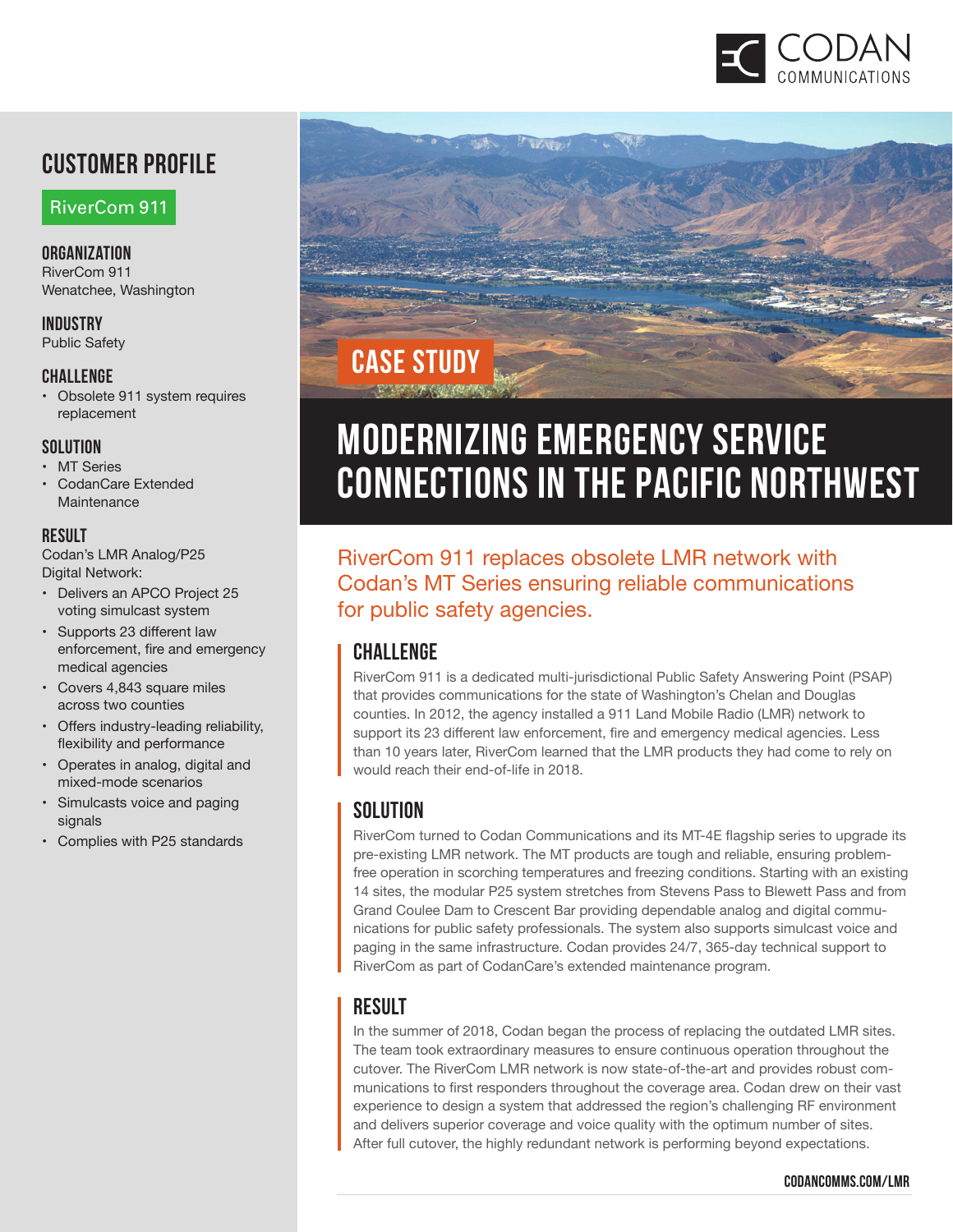CODAN COMMUNICATIONS

## CUSTOMER PROFILE

**RiverCom 911**

### ORGANIZATION

RiverCom 911
Wenatchee, Washington

### INDUSTRY

Public Safety

### CHALLENGE

- Obsolete 911 system requires replacement

### SOLUTION

- MT Series
- CodanCare Extended Maintenance

### RESULT

Codan's LMR Analog/P25 Digital Network:

- Delivers an APCO Project 25 voting simulcast system
- Supports 23 different law enforcement, fire and emergency medical agencies
- Covers 4,843 square miles across two counties
- Offers industry-leading reliability, flexibility and performance
- Operates in analog, digital and mixed-mode scenarios
- Simulcasts voice and paging signals
- Complies with P25 standards

CASE STUDY

# MODERNIZING EMERGENCY SERVICE CONNECTIONS IN THE PACIFIC NORTHWEST

RiverCom 911 replaces obsolete LMR network with Codan's MT Series ensuring reliable communications for public safety agencies.

## CHALLENGE

RiverCom 911 is a dedicated multi-jurisdictional Public Safety Answering Point (PSAP) that provides communications for the state of Washington's Chelan and Douglas counties. In 2012, the agency installed a 911 Land Mobile Radio (LMR) network to support its 23 different law enforcement, fire and emergency medical agencies. Less than 10 years later, RiverCom learned that the LMR products they had come to rely on would reach their end-of-life in 2018.

## SOLUTION

RiverCom turned to Codan Communications and its MT-4E flagship series to upgrade its pre-existing LMR network. The MT products are tough and reliable, ensuring problem-free operation in scorching temperatures and freezing conditions. Starting with an existing 14 sites, the modular P25 system stretches from Stevens Pass to Blewett Pass and from Grand Coulee Dam to Crescent Bar providing dependable analog and digital communications for public safety professionals. The system also supports simulcast voice and paging in the same infrastructure. Codan provides 24/7, 365-day technical support to RiverCom as part of CodanCare's extended maintenance program.

## RESULT

In the summer of 2018, Codan began the process of replacing the outdated LMR sites. The team took extraordinary measures to ensure continuous operation throughout the cutover. The RiverCom LMR network is now state-of-the-art and provides robust communications to first responders throughout the coverage area. Codan drew on their vast experience to design a system that addressed the region's challenging RF environment and delivers superior coverage and voice quality with the optimum number of sites. After full cutover, the highly redundant network is performing beyond expectations.

CODANCOMMS.COM/LMR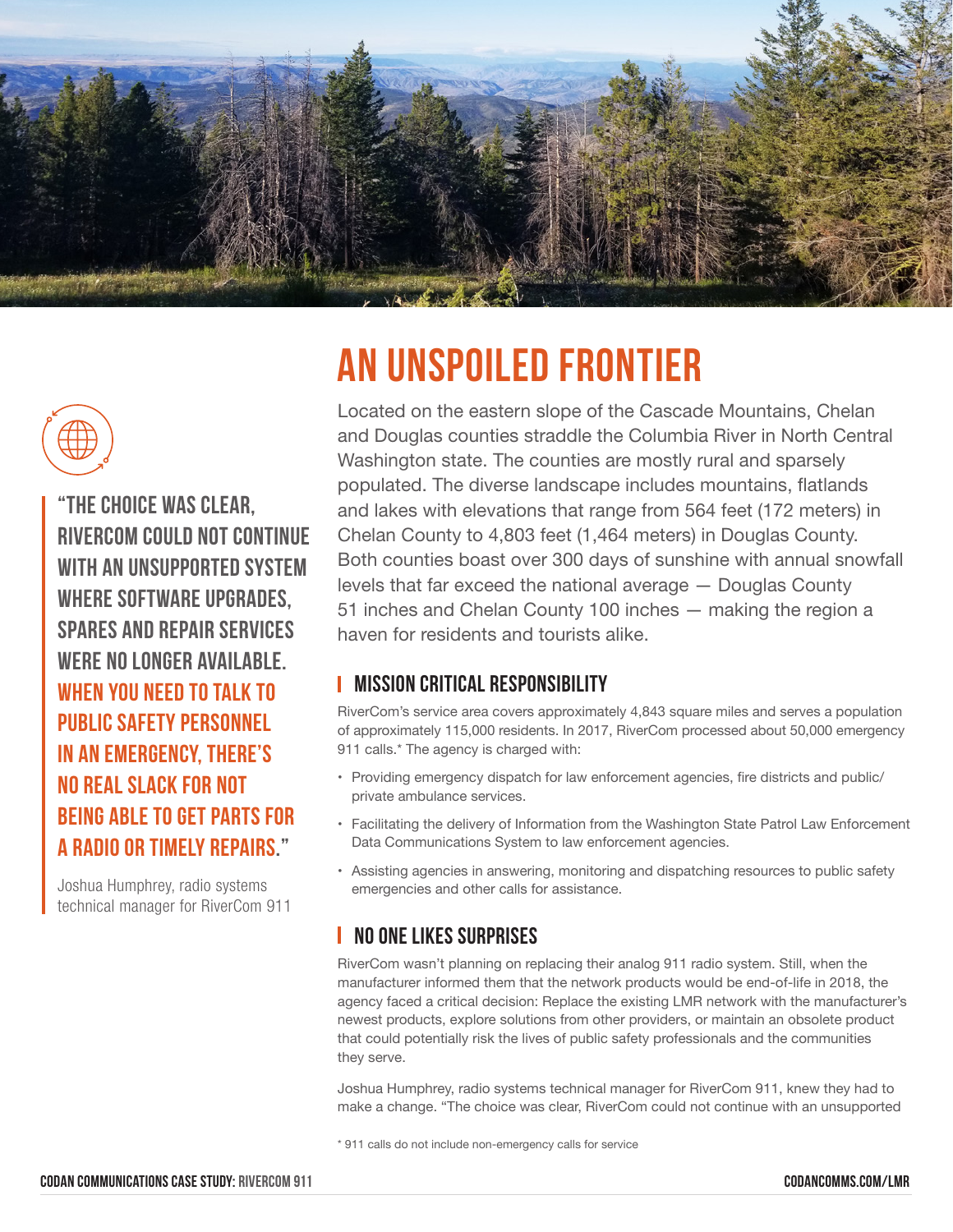# AN UNSPOILED FRONTIER

Located on the eastern slope of the Cascade Mountains, Chelan and Douglas counties straddle the Columbia River in North Central Washington state. The counties are mostly rural and sparsely populated. The diverse landscape includes mountains, flatlands and lakes with elevations that range from 564 feet (172 meters) in Chelan County to 4,803 feet (1,464 meters) in Douglas County. Both counties boast over 300 days of sunshine with annual snowfall levels that far exceed the national average — Douglas County 51 inches and Chelan County 100 inches — making the region a haven for residents and tourists alike.

> **"THE CHOICE WAS CLEAR, RIVERCOM COULD NOT CONTINUE WITH AN UNSUPPORTED SYSTEM WHERE SOFTWARE UPGRADES, SPARES AND REPAIR SERVICES WERE NO LONGER AVAILABLE. WHEN YOU NEED TO TALK TO PUBLIC SAFETY PERSONNEL IN AN EMERGENCY, THERE'S NO REAL SLACK FOR NOT BEING ABLE TO GET PARTS FOR A RADIO OR TIMELY REPAIRS."**
>
> Joshua Humphrey, radio systems technical manager for RiverCom 911

## MISSION CRITICAL RESPONSIBILITY

RiverCom's service area covers approximately 4,843 square miles and serves a population of approximately 115,000 residents. In 2017, RiverCom processed about 50,000 emergency 911 calls.* The agency is charged with:

- Providing emergency dispatch for law enforcement agencies, fire districts and public/private ambulance services.
- Facilitating the delivery of Information from the Washington State Patrol Law Enforcement Data Communications System to law enforcement agencies.
- Assisting agencies in answering, monitoring and dispatching resources to public safety emergencies and other calls for assistance.

## NO ONE LIKES SURPRISES

RiverCom wasn't planning on replacing their analog 911 radio system. Still, when the manufacturer informed them that the network products would be end-of-life in 2018, the agency faced a critical decision: Replace the existing LMR network with the manufacturer's newest products, explore solutions from other providers, or maintain an obsolete product that could potentially risk the lives of public safety professionals and the communities they serve.

Joshua Humphrey, radio systems technical manager for RiverCom 911, knew they had to make a change. "The choice was clear, RiverCom could not continue with an unsupported

\* 911 calls do not include non-emergency calls for service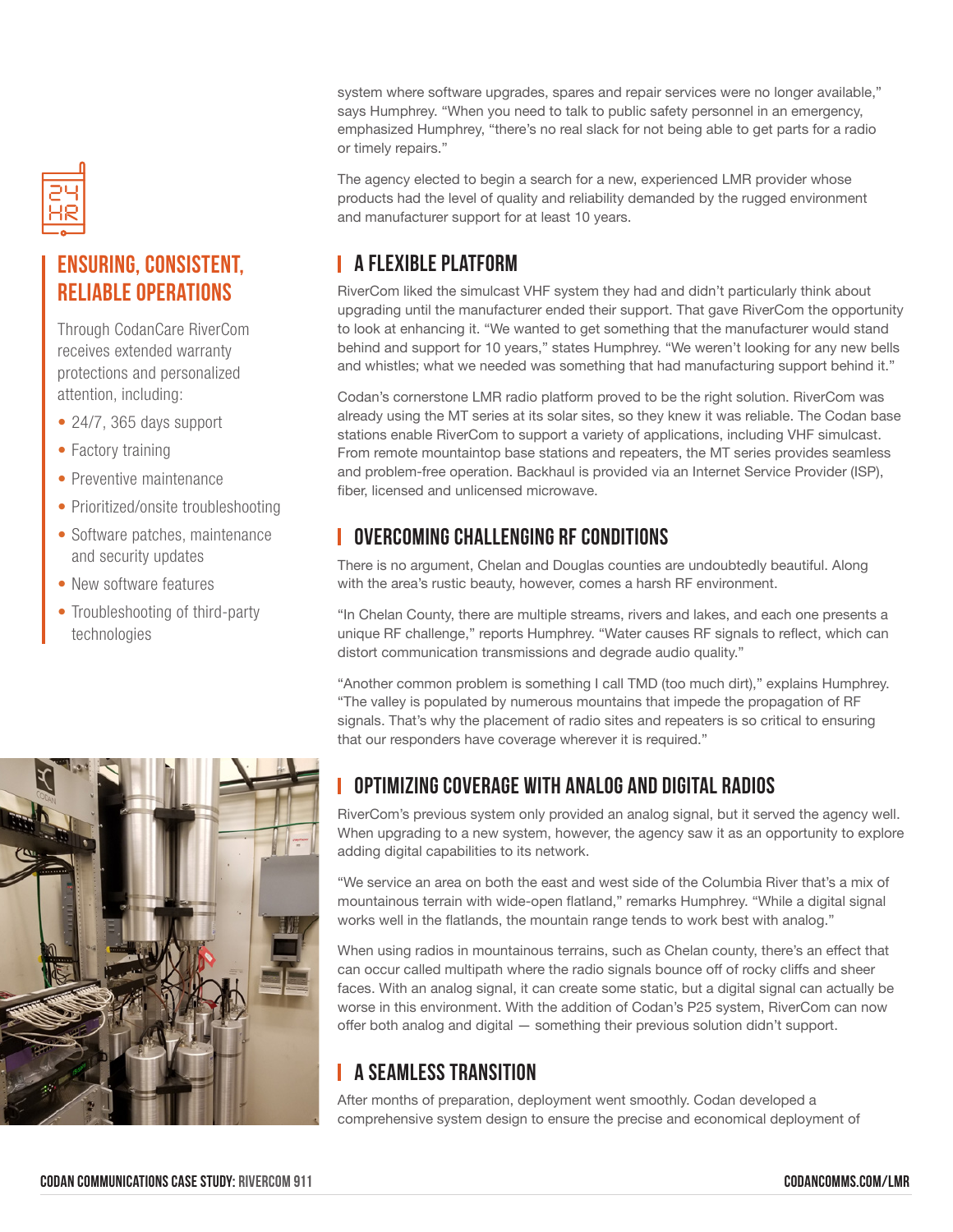system where software upgrades, spares and repair services were no longer available," says Humphrey. "When you need to talk to public safety personnel in an emergency, emphasized Humphrey, "there's no real slack for not being able to get parts for a radio or timely repairs."

The agency elected to begin a search for a new, experienced LMR provider whose products had the level of quality and reliability demanded by the rugged environment and manufacturer support for at least 10 years.

## ENSURING, CONSISTENT, RELIABLE OPERATIONS

Through CodanCare RiverCom receives extended warranty protections and personalized attention, including:

- 24/7, 365 days support
- Factory training
- Preventive maintenance
- Prioritized/onsite troubleshooting
- Software patches, maintenance and security updates
- New software features
- Troubleshooting of third-party technologies

## A FLEXIBLE PLATFORM

RiverCom liked the simulcast VHF system they had and didn't particularly think about upgrading until the manufacturer ended their support. That gave RiverCom the opportunity to look at enhancing it. "We wanted to get something that the manufacturer would stand behind and support for 10 years," states Humphrey. "We weren't looking for any new bells and whistles; what we needed was something that had manufacturing support behind it."

Codan's cornerstone LMR radio platform proved to be the right solution. RiverCom was already using the MT series at its solar sites, so they knew it was reliable. The Codan base stations enable RiverCom to support a variety of applications, including VHF simulcast. From remote mountaintop base stations and repeaters, the MT series provides seamless and problem-free operation. Backhaul is provided via an Internet Service Provider (ISP), fiber, licensed and unlicensed microwave.

## OVERCOMING CHALLENGING RF CONDITIONS

There is no argument, Chelan and Douglas counties are undoubtedly beautiful. Along with the area's rustic beauty, however, comes a harsh RF environment.

"In Chelan County, there are multiple streams, rivers and lakes, and each one presents a unique RF challenge," reports Humphrey. "Water causes RF signals to reflect, which can distort communication transmissions and degrade audio quality."

"Another common problem is something I call TMD (too much dirt)," explains Humphrey. "The valley is populated by numerous mountains that impede the propagation of RF signals. That's why the placement of radio sites and repeaters is so critical to ensuring that our responders have coverage wherever it is required."

## OPTIMIZING COVERAGE WITH ANALOG AND DIGITAL RADIOS

RiverCom's previous system only provided an analog signal, but it served the agency well. When upgrading to a new system, however, the agency saw it as an opportunity to explore adding digital capabilities to its network.

"We service an area on both the east and west side of the Columbia River that's a mix of mountainous terrain with wide-open flatland," remarks Humphrey. "While a digital signal works well in the flatlands, the mountain range tends to work best with analog."

When using radios in mountainous terrains, such as Chelan county, there's an effect that can occur called multipath where the radio signals bounce off of rocky cliffs and sheer faces. With an analog signal, it can create some static, but a digital signal can actually be worse in this environment. With the addition of Codan's P25 system, RiverCom can now offer both analog and digital — something their previous solution didn't support.

## A SEAMLESS TRANSITION

After months of preparation, deployment went smoothly. Codan developed a comprehensive system design to ensure the precise and economical deployment of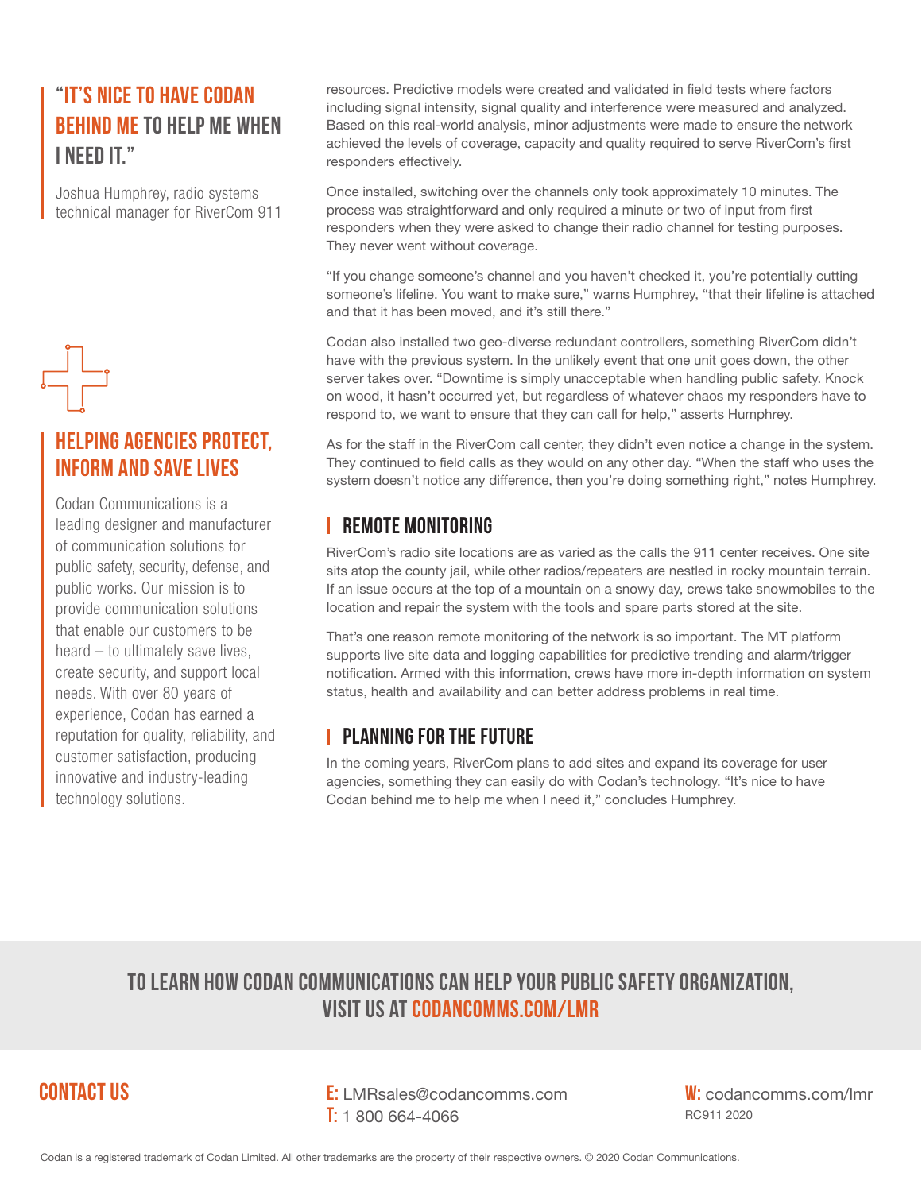## "IT'S NICE TO HAVE CODAN BEHIND ME TO HELP ME WHEN I NEED IT."

Joshua Humphrey, radio systems technical manager for RiverCom 911

## HELPING AGENCIES PROTECT, INFORM AND SAVE LIVES

Codan Communications is a leading designer and manufacturer of communication solutions for public safety, security, defense, and public works. Our mission is to provide communication solutions that enable our customers to be heard – to ultimately save lives, create security, and support local needs. With over 80 years of experience, Codan has earned a reputation for quality, reliability, and customer satisfaction, producing innovative and industry-leading technology solutions.

resources. Predictive models were created and validated in field tests where factors including signal intensity, signal quality and interference were measured and analyzed. Based on this real-world analysis, minor adjustments were made to ensure the network achieved the levels of coverage, capacity and quality required to serve RiverCom's first responders effectively.

Once installed, switching over the channels only took approximately 10 minutes. The process was straightforward and only required a minute or two of input from first responders when they were asked to change their radio channel for testing purposes. They never went without coverage.

"If you change someone's channel and you haven't checked it, you're potentially cutting someone's lifeline. You want to make sure," warns Humphrey, "that their lifeline is attached and that it has been moved, and it's still there."

Codan also installed two geo-diverse redundant controllers, something RiverCom didn't have with the previous system. In the unlikely event that one unit goes down, the other server takes over. "Downtime is simply unacceptable when handling public safety. Knock on wood, it hasn't occurred yet, but regardless of whatever chaos my responders have to respond to, we want to ensure that they can call for help," asserts Humphrey.

As for the staff in the RiverCom call center, they didn't even notice a change in the system. They continued to field calls as they would on any other day. "When the staff who uses the system doesn't notice any difference, then you're doing something right," notes Humphrey.

## REMOTE MONITORING

RiverCom's radio site locations are as varied as the calls the 911 center receives. One site sits atop the county jail, while other radios/repeaters are nestled in rocky mountain terrain. If an issue occurs at the top of a mountain on a snowy day, crews take snowmobiles to the location and repair the system with the tools and spare parts stored at the site.

That's one reason remote monitoring of the network is so important. The MT platform supports live site data and logging capabilities for predictive trending and alarm/trigger notification. Armed with this information, crews have more in-depth information on system status, health and availability and can better address problems in real time.

## PLANNING FOR THE FUTURE

In the coming years, RiverCom plans to add sites and expand its coverage for user agencies, something they can easily do with Codan's technology. "It's nice to have Codan behind me to help me when I need it," concludes Humphrey.

**TO LEARN HOW CODAN COMMUNICATIONS CAN HELP YOUR PUBLIC SAFETY ORGANIZATION, VISIT US AT CODANCOMMS.COM/LMR**

## CONTACT US

**E:** LMRsales@codancomms.com
**T:** 1 800 664-4066

**W:** codancomms.com/lmr
RC911 2020

Codan is a registered trademark of Codan Limited. All other trademarks are the property of their respective owners. © 2020 Codan Communications.